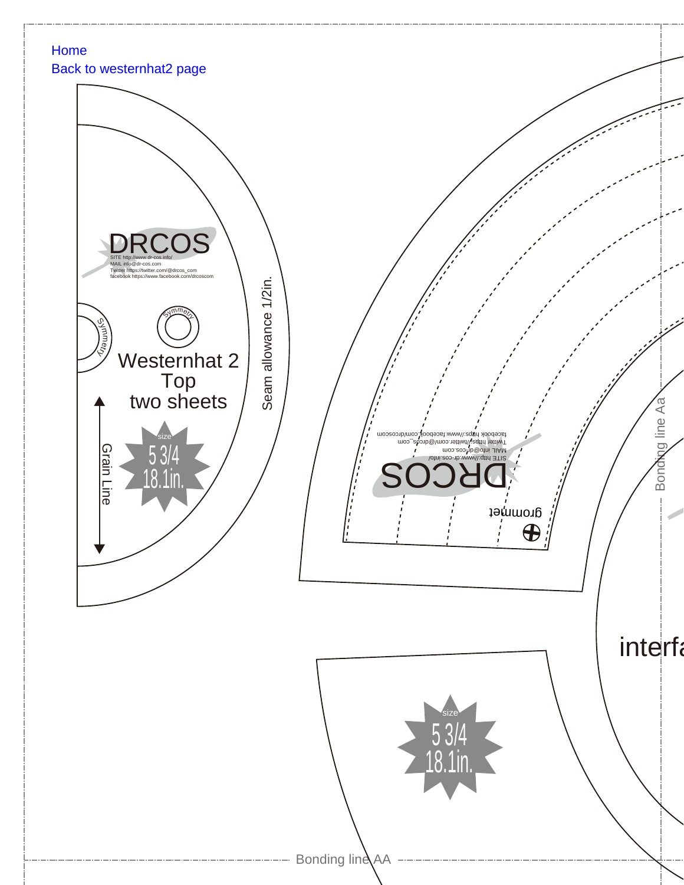Home

Back to westernhat2 page

DRCOS

SITE http://www.dr-cos.info/
MAIL info@dr-cos.com
Twitter https://twitter.com/@drcos_com
facebook https://www.facebook.com/drcoscom

Symmetry

Symmetry

Westernhat 2
Top
two sheets

Grain Line

size
5 3/4
18.1in.

Seam allowance 1/2in.

DRCOS

SITE http://www.dr-cos.info/
MAIL info@dr-cos.com
Twitter https://twitter.com/@drcos_com
facebook https://www.facebook.com/drcoscom

grommet

Bonding line Aa

interfa

size
5 3/4
18.1in.

Bonding line AA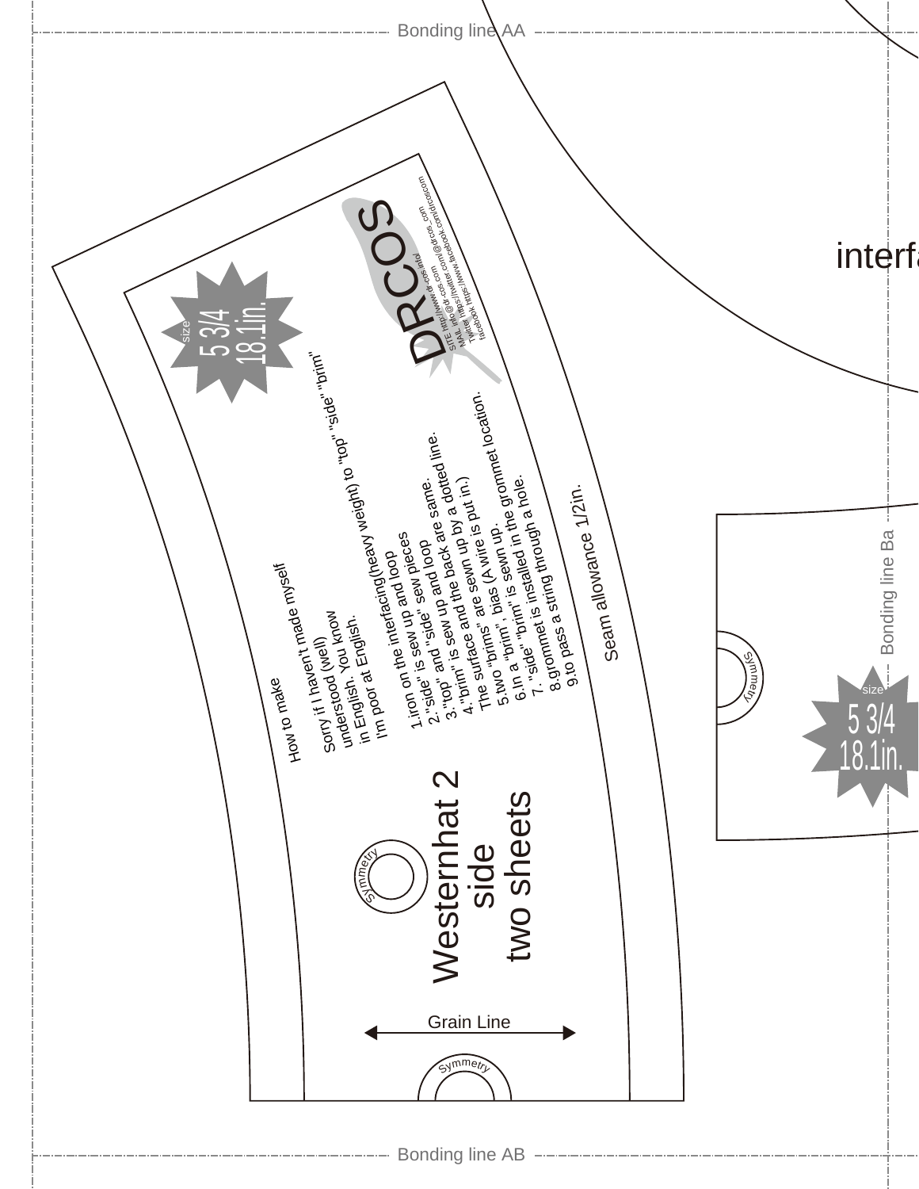Bonding line AA

interfa

size
5 3/4
18.1in.

DRCOS

SITE http://www.dr-cos.info/
MAIL info@dr-cos.com/@drcos_com
Twitter https://twitter.com/drcos_com
facebook https://www.facebook.com/drcoscom

How to make

Sorry if I haven't made myself
understood (well)
understood. You know
in English.
I'm poor at English.

1.iron on the interfacing(heavy weight) to "top" "side" "brim"
and loop
2."side" is sew up and loop
3."top" and "side" sew pieces
are sew up and back are same.
4."brim" is sew the back are same.
The surface and is sewn up by a dotted line.
5.two "brims" are sewn up (A wire is put in.)
6.In a "brim", bias is sewn up.
7."side" "brim" is sewn on the grommet location.
8.grommet is installed in the hole.
9.to pass a string through a hole.

Seam allowance 1/2in.

Symmetry

Westernhat 2
side
two sheets

Grain Line

Symmetry

Bonding line Ba

Symmetry

size
5 3/4
18.1in.

Bonding line AB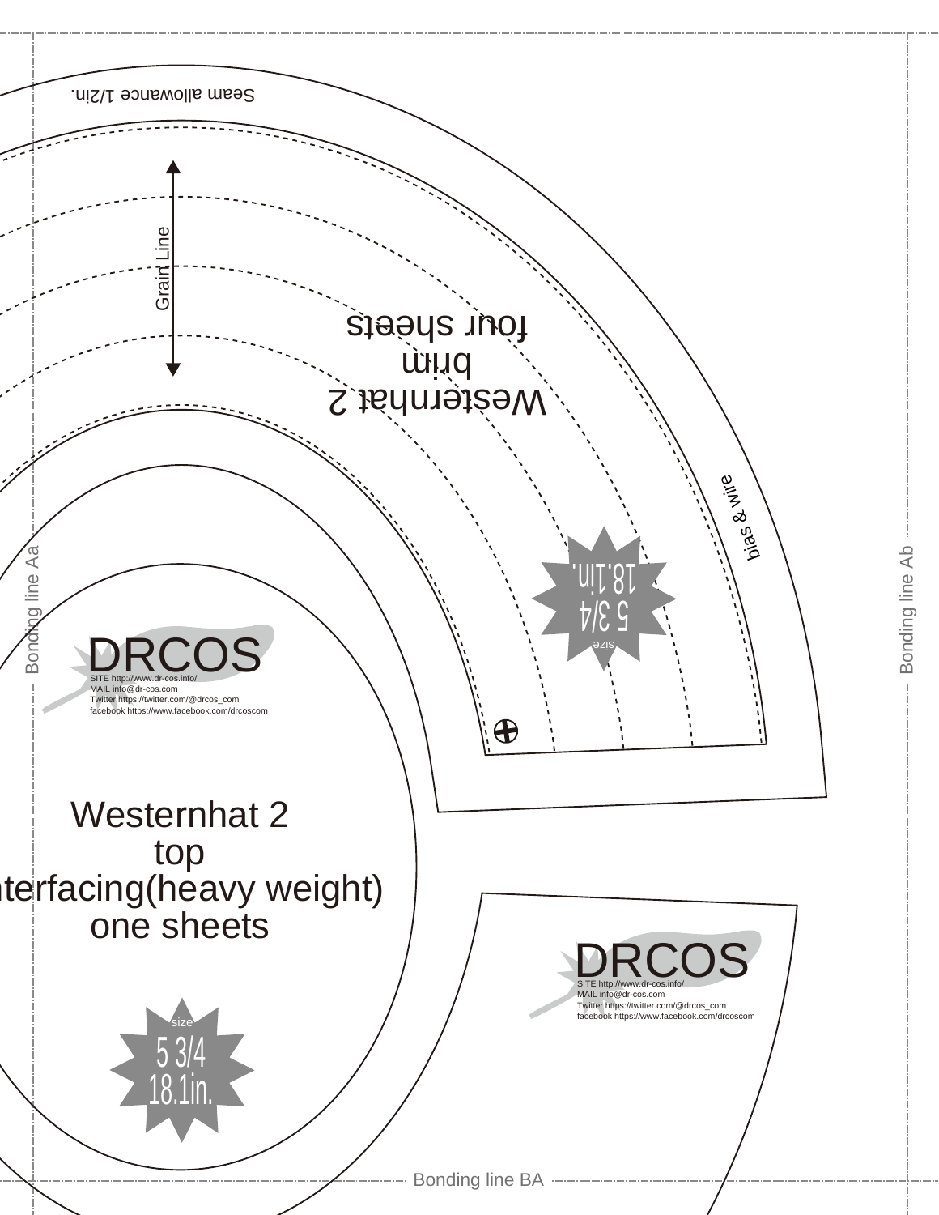Seam allowance 1/2in.

Grain Line

Westernhat 2
brim
four sheets

bias & wire

size
5 3/4
18.1in.

Bonding line Aa

Bonding line Ab

DRCOS
SITE http://www.dr-cos.info/
MAIL info@dr-cos.com
Twitter https://twitter.com/@drcos_com
facebook https://www.facebook.com/drcoscom

Westernhat 2
top
nterfacing(heavy weight)
one sheets

size
5 3/4
18.1in.

DRCOS
SITE http://www.dr-cos.info/
MAIL info@dr-cos.com
Twitter https://twitter.com/@drcos_com
facebook https://www.facebook.com/drcoscom

Bonding line BA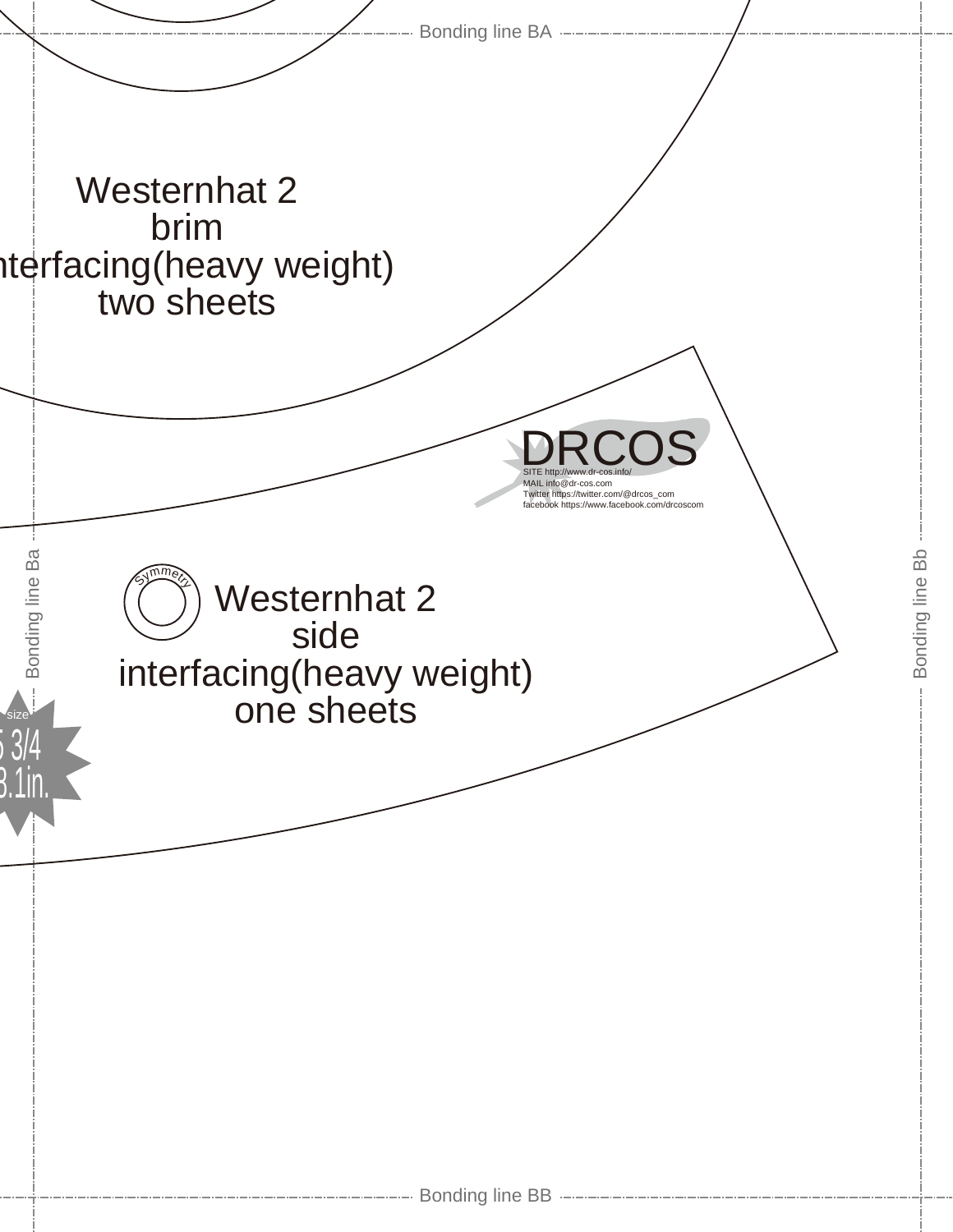Bonding line BA

Westernhat 2
brim
nterfacing(heavy weight)
two sheets

DRCOS
SITE http://www.dr-cos.info/
MAIL info@dr-cos.com
Twitter https://twitter.com/@drcos_com
facebook https://www.facebook.com/drcoscom

Bonding line Ba

Symmetry

Westernhat 2
side
interfacing(heavy weight)
one sheets

Bonding line Bb

size
5 3/4
3.1in.

Bonding line BB